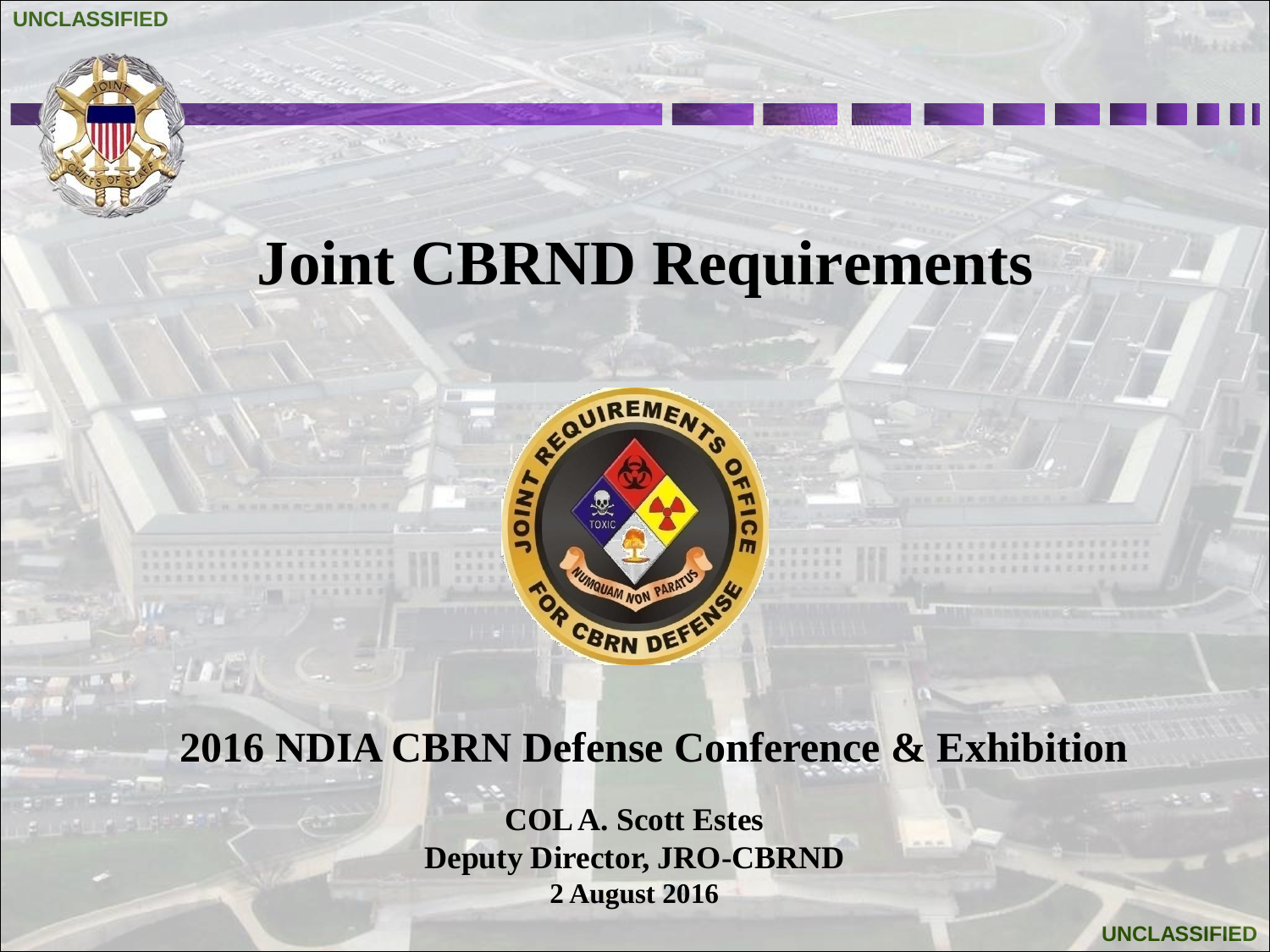UNCLASSIFIED

# Joint CBRND Requirements

**2016 NDIA CBRN Defense Conference & Exhibition**

**COL A. Scott Estes**
**Deputy Director, JRO-CBRND**
**2 August 2016**

UNCLASSIFIED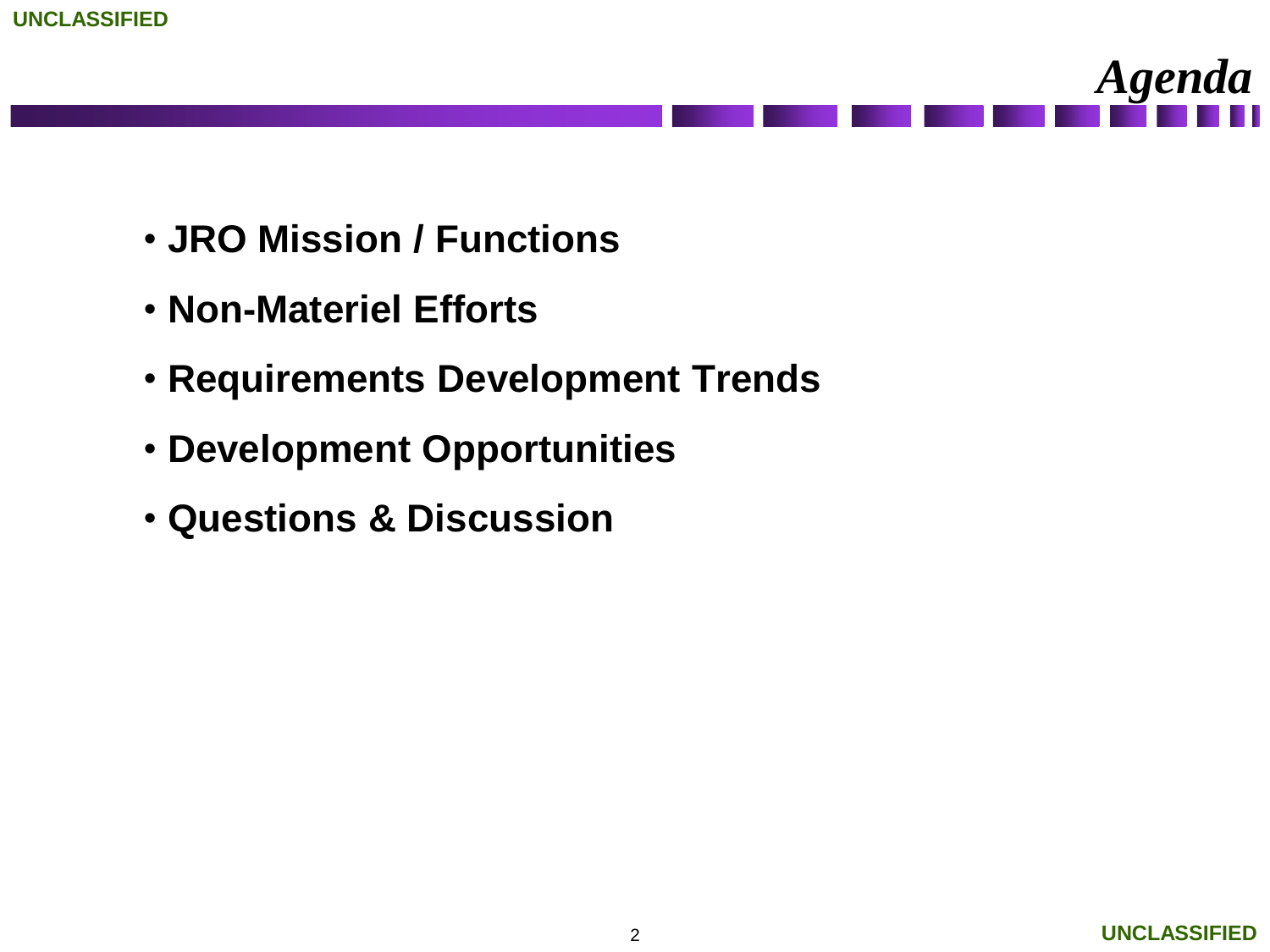# *Agenda*

- **JRO Mission / Functions**
- **Non-Materiel Efforts**
- **Requirements Development Trends**
- **Development Opportunities**
- **Questions & Discussion**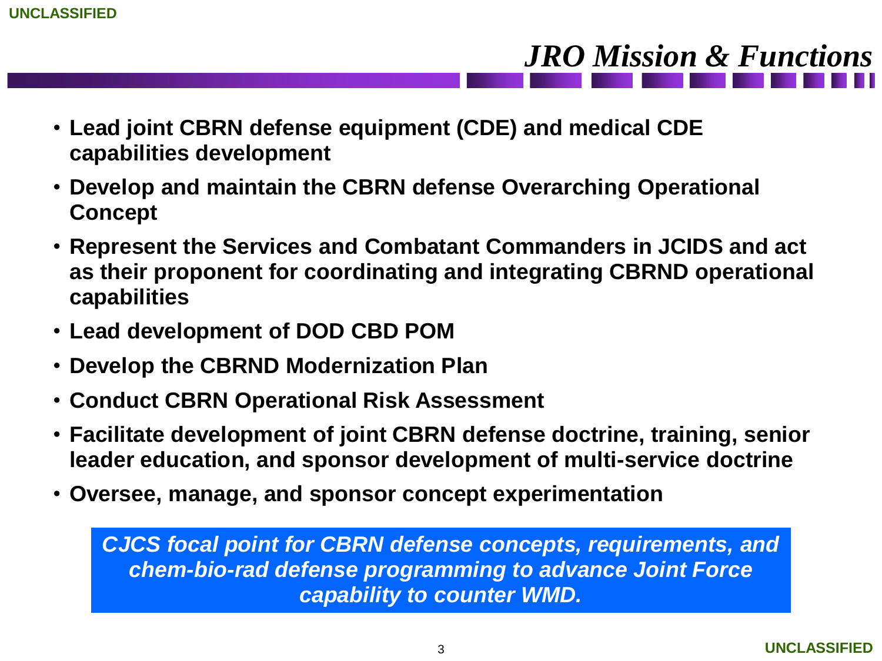# JRO Mission & Functions

- **Lead joint CBRN defense equipment (CDE) and medical CDE capabilities development**
- **Develop and maintain the CBRN defense Overarching Operational Concept**
- **Represent the Services and Combatant Commanders in JCIDS and act as their proponent for coordinating and integrating CBRND operational capabilities**
- **Lead development of DOD CBD POM**
- **Develop the CBRND Modernization Plan**
- **Conduct CBRN Operational Risk Assessment**
- **Facilitate development of joint CBRN defense doctrine, training, senior leader education, and sponsor development of multi-service doctrine**
- **Oversee, manage, and sponsor concept experimentation**

***CJCS focal point for CBRN defense concepts, requirements, and chem-bio-rad defense programming to advance Joint Force capability to counter WMD.***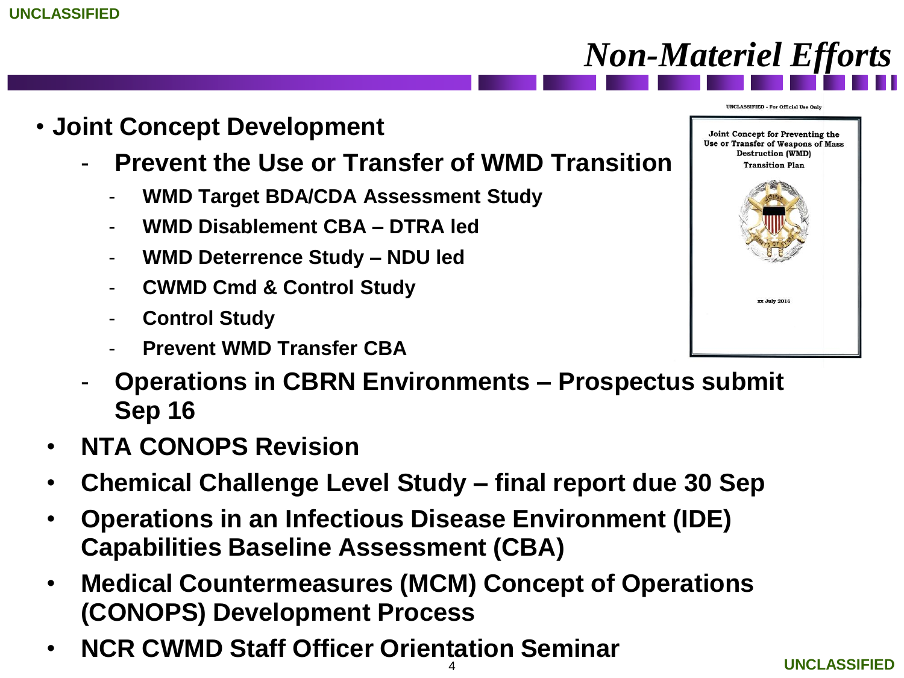# Non-Materiel Efforts

- **Joint Concept Development**
  - **Prevent the Use or Transfer of WMD Transition**
    - **WMD Target BDA/CDA Assessment Study**
    - **WMD Disablement CBA – DTRA led**
    - **WMD Deterrence Study – NDU led**
    - **CWMD Cmd & Control Study**
    - **Control Study**
    - **Prevent WMD Transfer CBA**
  - **Operations in CBRN Environments – Prospectus submit Sep 16**
- **NTA CONOPS Revision**
- **Chemical Challenge Level Study – final report due 30 Sep**
- **Operations in an Infectious Disease Environment (IDE) Capabilities Baseline Assessment (CBA)**
- **Medical Countermeasures (MCM) Concept of Operations (CONOPS) Development Process**
- **NCR CWMD Staff Officer Orientation Seminar**

UNCLASSIFIED - For Official Use Only

Joint Concept for Preventing the Use or Transfer of Weapons of Mass Destruction (WMD) Transition Plan

xx July 2016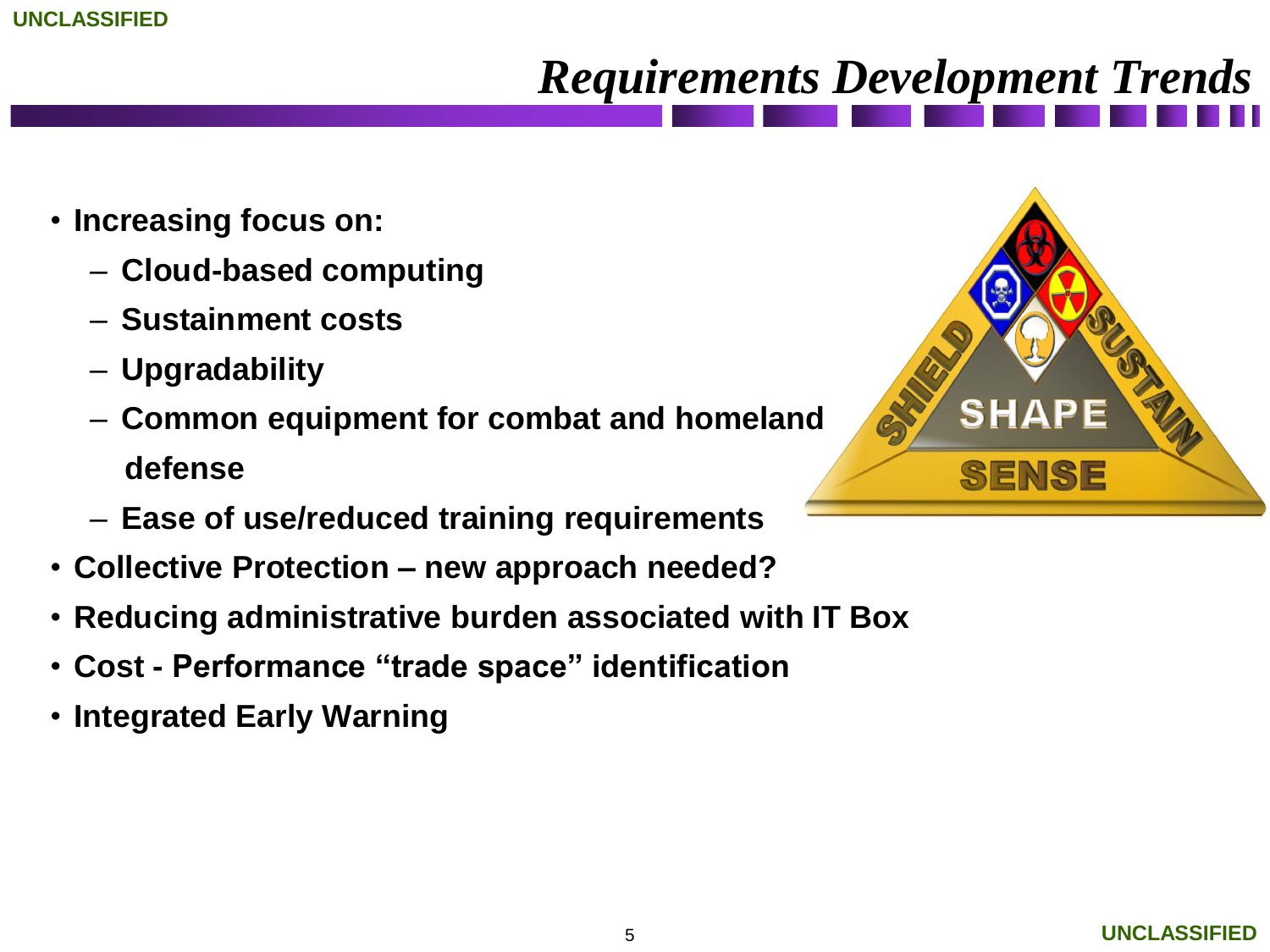# *Requirements Development Trends*

- **Increasing focus on:**
  - **Cloud-based computing**
  - **Sustainment costs**
  - **Upgradability**
  - **Common equipment for combat and homeland defense**
  - **Ease of use/reduced training requirements**
- **Collective Protection – new approach needed?**
- **Reducing administrative burden associated with IT Box**
- **Cost - Performance "trade space" identification**
- **Integrated Early Warning**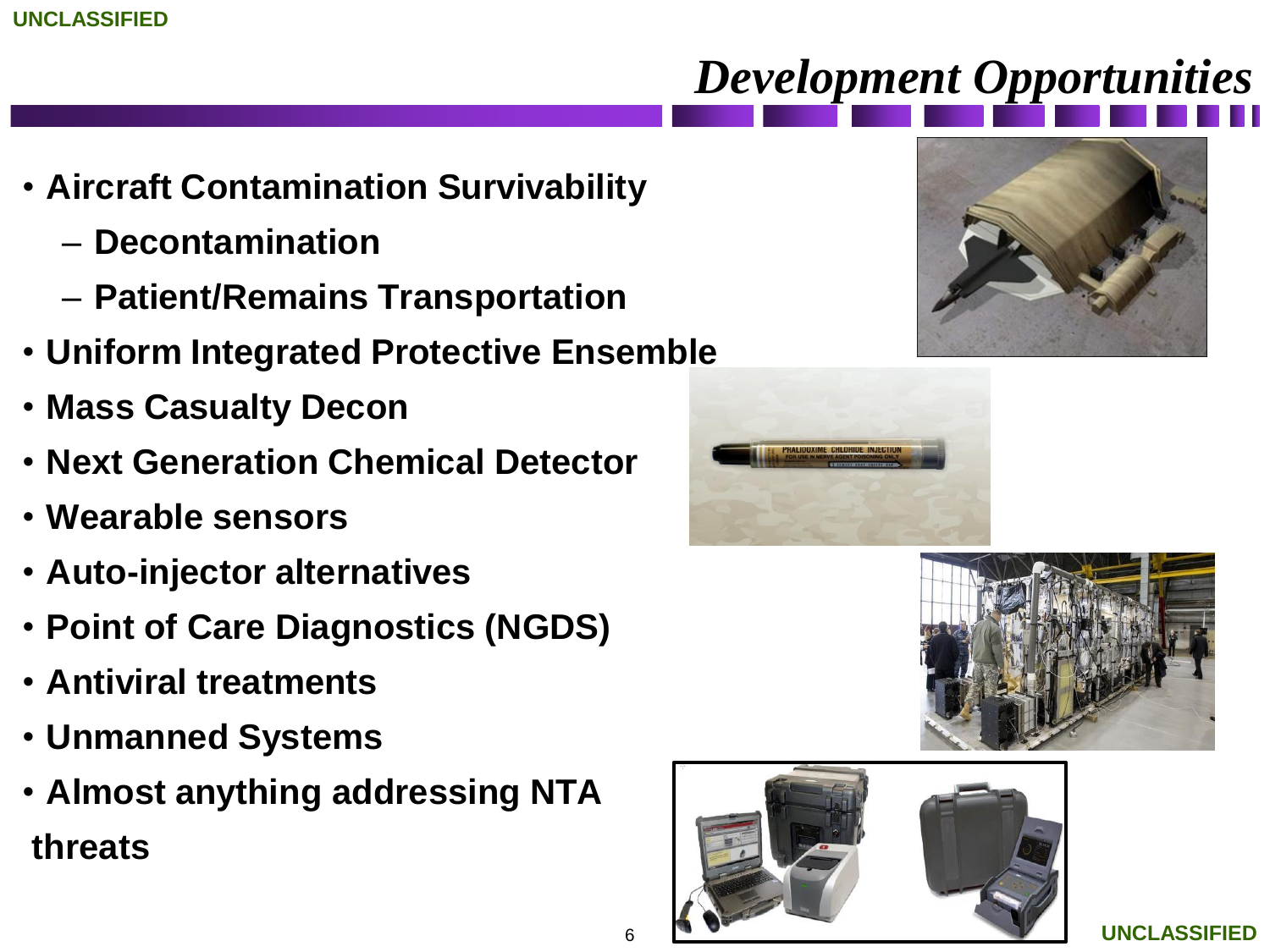# Development Opportunities

- Aircraft Contamination Survivability
  - Decontamination
  - Patient/Remains Transportation
- Uniform Integrated Protective Ensemble
- Mass Casualty Decon
- Next Generation Chemical Detector
- Wearable sensors
- Auto-injector alternatives
- Point of Care Diagnostics (NGDS)
- Antiviral treatments
- Unmanned Systems
- Almost anything addressing NTA threats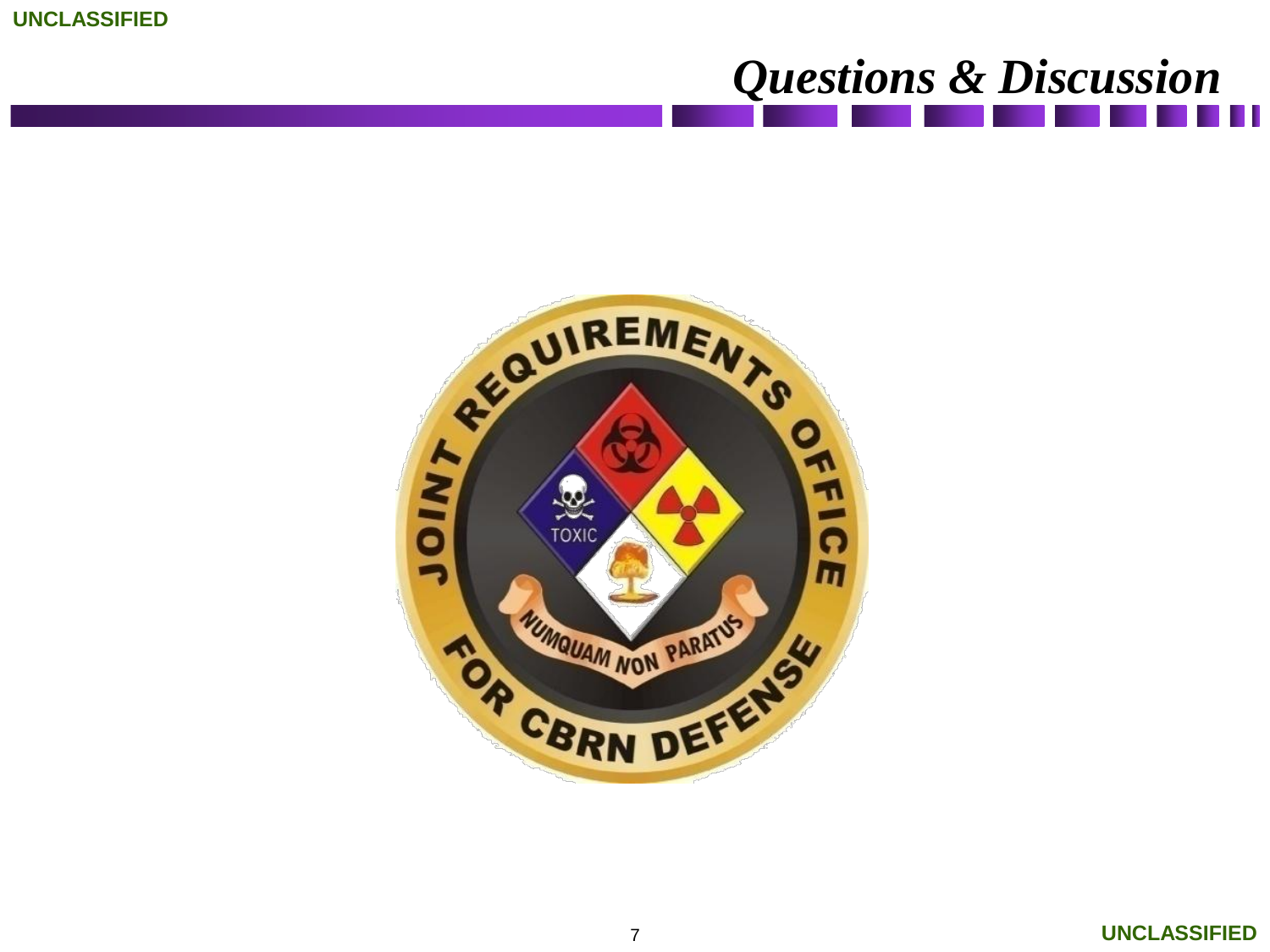# *Questions & Discussion*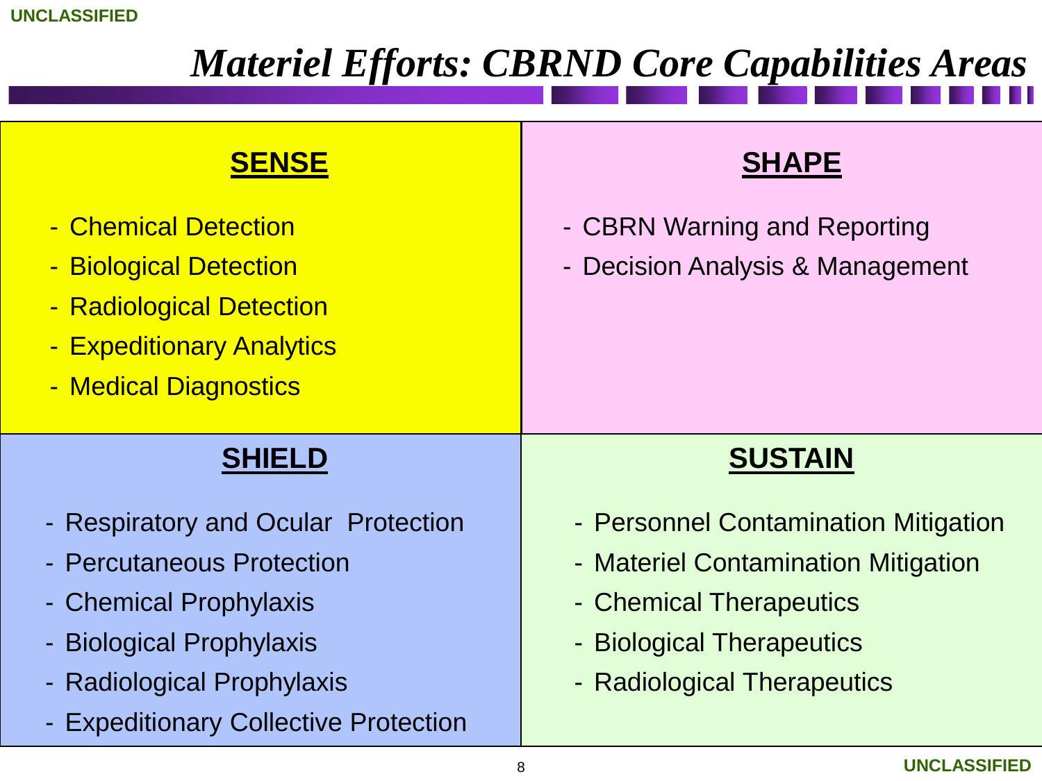# *Materiel Efforts: CBRND Core Capabilities Areas*

## SENSE

- Chemical Detection
- Biological Detection
- Radiological Detection
- Expeditionary Analytics
- Medical Diagnostics

## SHAPE

- CBRN Warning and Reporting
- Decision Analysis & Management

## SHIELD

- Respiratory and Ocular Protection
- Percutaneous Protection
- Chemical Prophylaxis
- Biological Prophylaxis
- Radiological Prophylaxis
- Expeditionary Collective Protection

## SUSTAIN

- Personnel Contamination Mitigation
- Materiel Contamination Mitigation
- Chemical Therapeutics
- Biological Therapeutics
- Radiological Therapeutics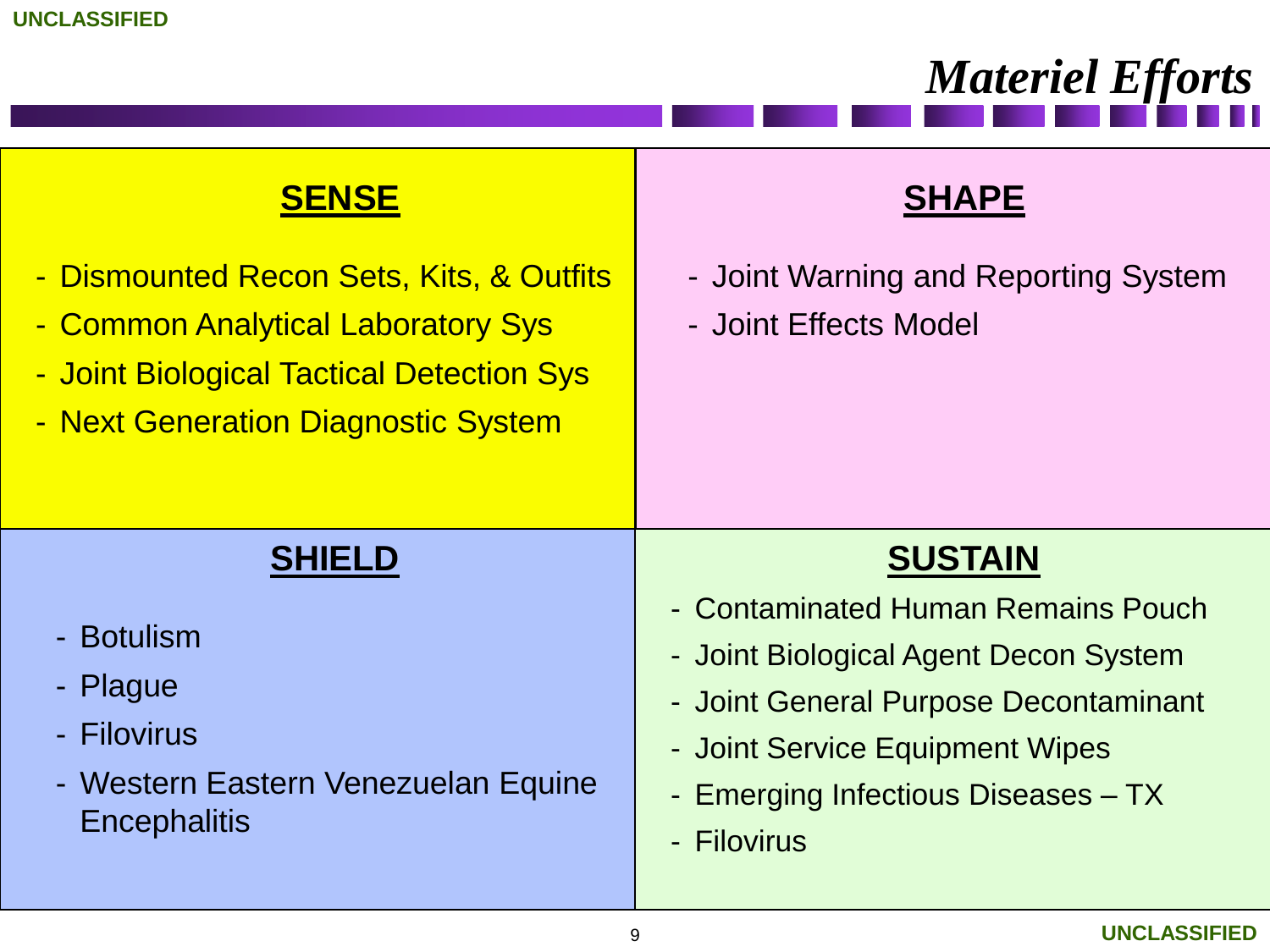# Materiel Efforts

## SENSE

- Dismounted Recon Sets, Kits, & Outfits
- Common Analytical Laboratory Sys
- Joint Biological Tactical Detection Sys
- Next Generation Diagnostic System

## SHAPE

- Joint Warning and Reporting System
- Joint Effects Model

## SHIELD

- Botulism
- Plague
- Filovirus
- Western Eastern Venezuelan Equine Encephalitis

## SUSTAIN

- Contaminated Human Remains Pouch
- Joint Biological Agent Decon System
- Joint General Purpose Decontaminant
- Joint Service Equipment Wipes
- Emerging Infectious Diseases – TX
- Filovirus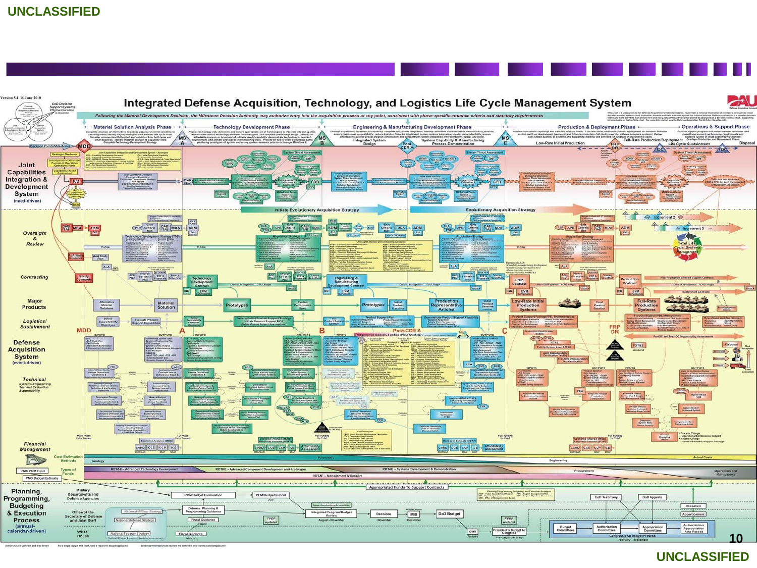UNCLASSIFIED

# Integrated Defense Acquisition, Technology, and Logistics Life Cycle Management System

Version 5.4 15 June 2010

Following the Materiel Development Decision, the Milestone Decision Authority may authorize entry into the acquisition process at any point, consistent with phase-specific entrance criteria and statutory requirements

Materiel Solution Analysis Phase — Technology Development Phase — Engineering & Manufacturing Development Phase — Production & Deployment Phase — Operations & Support Phase

Decision Points/Milestones: MDD, MS A, MS B, Post-CDR A, MS C, FRP DR, IOC, FOC

Joint Capabilities Integration & Development System (need-driven)

Oversight & Review

Contracting

Major Products

Logistics/Sustainment

Defense Acquisition System (event-driven)

Technical Systems Engineering Test and Evaluation Supportability

Financial Management

Planning, Programming, Budgeting & Execution Process (annual-calendar-driven)

UNCLASSIFIED